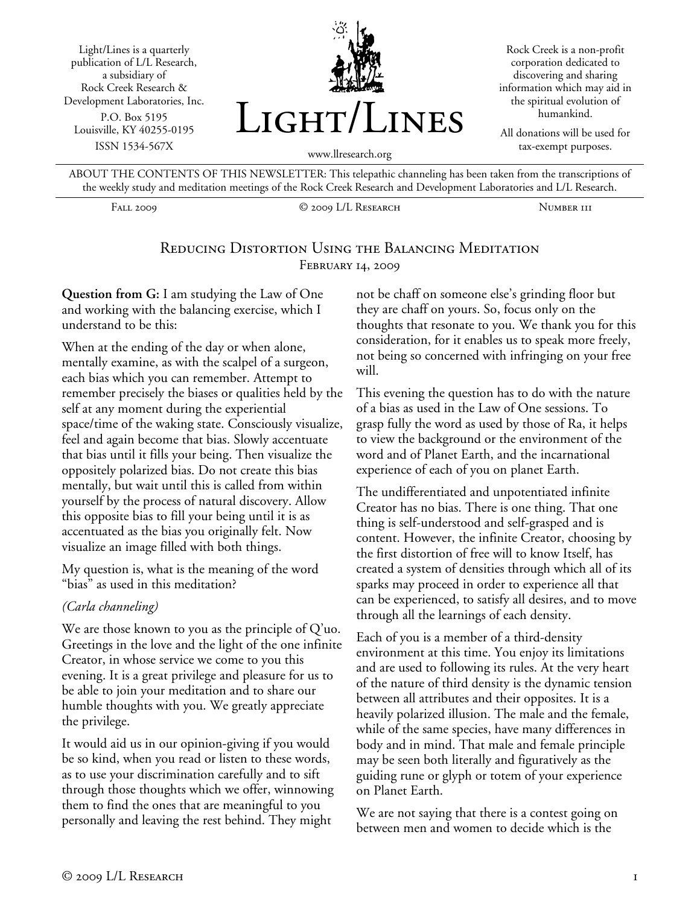Light/Lines is a quarterly publication of L/L Research, a subsidiary of Rock Creek Research & Development Laboratories, Inc.
P.O. Box 5195
Louisville, KY 40255-0195
ISSN 1534-567X

# Light/Lines

www.llresearch.org

Rock Creek is a non-profit corporation dedicated to discovering and sharing information which may aid in the spiritual evolution of humankind.

All donations will be used for tax-exempt purposes.

ABOUT THE CONTENTS OF THIS NEWSLETTER: This telepathic channeling has been taken from the transcriptions of the weekly study and meditation meetings of the Rock Creek Research and Development Laboratories and L/L Research.

Fall 2009 — © 2009 L/L Research — Number 111

## Reducing Distortion Using the Balancing Meditation
### February 14, 2009

**Question from G:** I am studying the Law of One and working with the balancing exercise, which I understand to be this:

When at the ending of the day or when alone, mentally examine, as with the scalpel of a surgeon, each bias which you can remember. Attempt to remember precisely the biases or qualities held by the self at any moment during the experiential space/time of the waking state. Consciously visualize, feel and again become that bias. Slowly accentuate that bias until it fills your being. Then visualize the oppositely polarized bias. Do not create this bias mentally, but wait until this is called from within yourself by the process of natural discovery. Allow this opposite bias to fill your being until it is as accentuated as the bias you originally felt. Now visualize an image filled with both things.

My question is, what is the meaning of the word "bias" as used in this meditation?

*(Carla channeling)*

We are those known to you as the principle of Q'uo. Greetings in the love and the light of the one infinite Creator, in whose service we come to you this evening. It is a great privilege and pleasure for us to be able to join your meditation and to share our humble thoughts with you. We greatly appreciate the privilege.

It would aid us in our opinion-giving if you would be so kind, when you read or listen to these words, as to use your discrimination carefully and to sift through those thoughts which we offer, winnowing them to find the ones that are meaningful to you personally and leaving the rest behind. They might not be chaff on someone else's grinding floor but they are chaff on yours. So, focus only on the thoughts that resonate to you. We thank you for this consideration, for it enables us to speak more freely, not being so concerned with infringing on your free will.

This evening the question has to do with the nature of a bias as used in the Law of One sessions. To grasp fully the word as used by those of Ra, it helps to view the background or the environment of the word and of Planet Earth, and the incarnational experience of each of you on planet Earth.

The undifferentiated and unpotentiated infinite Creator has no bias. There is one thing. That one thing is self-understood and self-grasped and is content. However, the infinite Creator, choosing by the first distortion of free will to know Itself, has created a system of densities through which all of its sparks may proceed in order to experience all that can be experienced, to satisfy all desires, and to move through all the learnings of each density.

Each of you is a member of a third-density environment at this time. You enjoy its limitations and are used to following its rules. At the very heart of the nature of third density is the dynamic tension between all attributes and their opposites. It is a heavily polarized illusion. The male and the female, while of the same species, have many differences in body and in mind. That male and female principle may be seen both literally and figuratively as the guiding rune or glyph or totem of your experience on Planet Earth.

We are not saying that there is a contest going on between men and women to decide which is the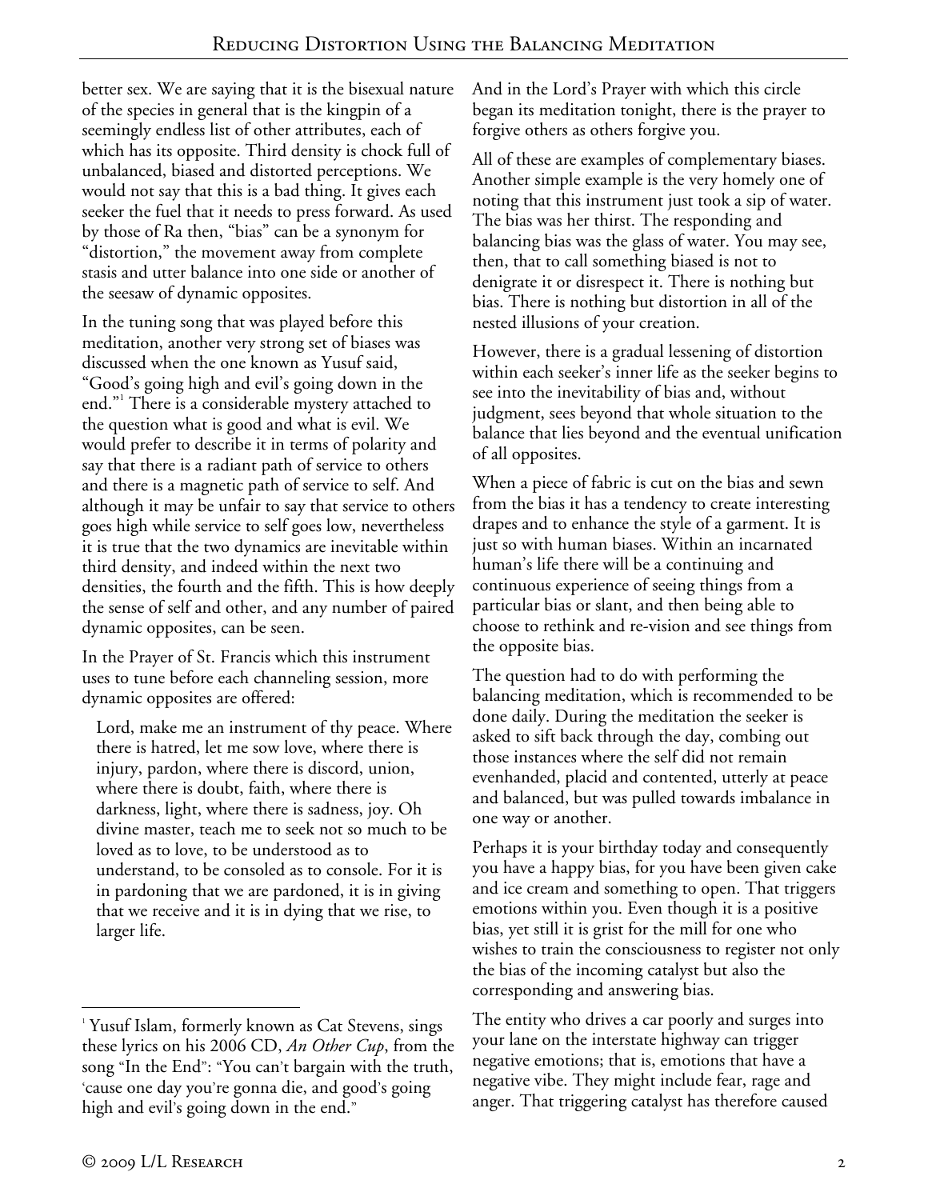better sex. We are saying that it is the bisexual nature of the species in general that is the kingpin of a seemingly endless list of other attributes, each of which has its opposite. Third density is chock full of unbalanced, biased and distorted perceptions. We would not say that this is a bad thing. It gives each seeker the fuel that it needs to press forward. As used by those of Ra then, "bias" can be a synonym for "distortion," the movement away from complete stasis and utter balance into one side or another of the seesaw of dynamic opposites.

In the tuning song that was played before this meditation, another very strong set of biases was discussed when the one known as Yusuf said, "Good's going high and evil's going down in the end."[1] There is a considerable mystery attached to the question what is good and what is evil. We would prefer to describe it in terms of polarity and say that there is a radiant path of service to others and there is a magnetic path of service to self. And although it may be unfair to say that service to others goes high while service to self goes low, nevertheless it is true that the two dynamics are inevitable within third density, and indeed within the next two densities, the fourth and the fifth. This is how deeply the sense of self and other, and any number of paired dynamic opposites, can be seen.

In the Prayer of St. Francis which this instrument uses to tune before each channeling session, more dynamic opposites are offered:

> Lord, make me an instrument of thy peace. Where there is hatred, let me sow love, where there is injury, pardon, where there is discord, union, where there is doubt, faith, where there is darkness, light, where there is sadness, joy. Oh divine master, teach me to seek not so much to be loved as to love, to be understood as to understand, to be consoled as to console. For it is in pardoning that we are pardoned, it is in giving that we receive and it is in dying that we rise, to larger life.

And in the Lord's Prayer with which this circle began its meditation tonight, there is the prayer to forgive others as others forgive you.

All of these are examples of complementary biases. Another simple example is the very homely one of noting that this instrument just took a sip of water. The bias was her thirst. The responding and balancing bias was the glass of water. You may see, then, that to call something biased is not to denigrate it or disrespect it. There is nothing but bias. There is nothing but distortion in all of the nested illusions of your creation.

However, there is a gradual lessening of distortion within each seeker's inner life as the seeker begins to see into the inevitability of bias and, without judgment, sees beyond that whole situation to the balance that lies beyond and the eventual unification of all opposites.

When a piece of fabric is cut on the bias and sewn from the bias it has a tendency to create interesting drapes and to enhance the style of a garment. It is just so with human biases. Within an incarnated human's life there will be a continuing and continuous experience of seeing things from a particular bias or slant, and then being able to choose to rethink and re-vision and see things from the opposite bias.

The question had to do with performing the balancing meditation, which is recommended to be done daily. During the meditation the seeker is asked to sift back through the day, combing out those instances where the self did not remain evenhanded, placid and contented, utterly at peace and balanced, but was pulled towards imbalance in one way or another.

Perhaps it is your birthday today and consequently you have a happy bias, for you have been given cake and ice cream and something to open. That triggers emotions within you. Even though it is a positive bias, yet still it is grist for the mill for one who wishes to train the consciousness to register not only the bias of the incoming catalyst but also the corresponding and answering bias.

The entity who drives a car poorly and surges into your lane on the interstate highway can trigger negative emotions; that is, emotions that have a negative vibe. They might include fear, rage and anger. That triggering catalyst has therefore caused

---

[1] Yusuf Islam, formerly known as Cat Stevens, sings these lyrics on his 2006 CD, *An Other Cup*, from the song "In the End": "You can't bargain with the truth, 'cause one day you're gonna die, and good's going high and evil's going down in the end."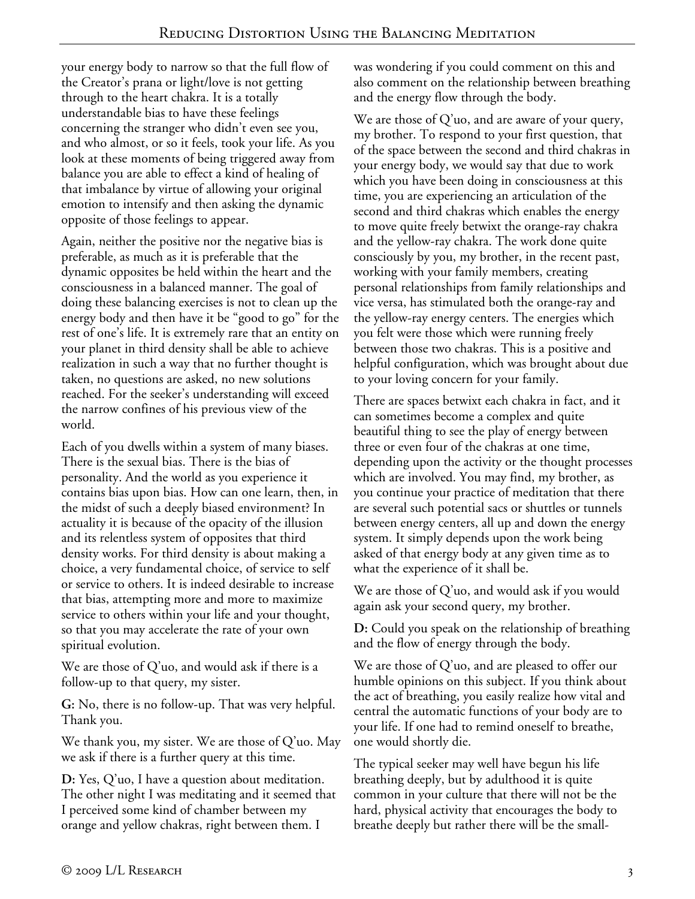your energy body to narrow so that the full flow of the Creator's prana or light/love is not getting through to the heart chakra. It is a totally understandable bias to have these feelings concerning the stranger who didn't even see you, and who almost, or so it feels, took your life. As you look at these moments of being triggered away from balance you are able to effect a kind of healing of that imbalance by virtue of allowing your original emotion to intensify and then asking the dynamic opposite of those feelings to appear.

Again, neither the positive nor the negative bias is preferable, as much as it is preferable that the dynamic opposites be held within the heart and the consciousness in a balanced manner. The goal of doing these balancing exercises is not to clean up the energy body and then have it be "good to go" for the rest of one's life. It is extremely rare that an entity on your planet in third density shall be able to achieve realization in such a way that no further thought is taken, no questions are asked, no new solutions reached. For the seeker's understanding will exceed the narrow confines of his previous view of the world.

Each of you dwells within a system of many biases. There is the sexual bias. There is the bias of personality. And the world as you experience it contains bias upon bias. How can one learn, then, in the midst of such a deeply biased environment? In actuality it is because of the opacity of the illusion and its relentless system of opposites that third density works. For third density is about making a choice, a very fundamental choice, of service to self or service to others. It is indeed desirable to increase that bias, attempting more and more to maximize service to others within your life and your thought, so that you may accelerate the rate of your own spiritual evolution.

We are those of Q'uo, and would ask if there is a follow-up to that query, my sister.

**G:** No, there is no follow-up. That was very helpful. Thank you.

We thank you, my sister. We are those of Q'uo. May we ask if there is a further query at this time.

**D:** Yes, Q'uo, I have a question about meditation. The other night I was meditating and it seemed that I perceived some kind of chamber between my orange and yellow chakras, right between them. I was wondering if you could comment on this and also comment on the relationship between breathing and the energy flow through the body.

We are those of Q'uo, and are aware of your query, my brother. To respond to your first question, that of the space between the second and third chakras in your energy body, we would say that due to work which you have been doing in consciousness at this time, you are experiencing an articulation of the second and third chakras which enables the energy to move quite freely betwixt the orange-ray chakra and the yellow-ray chakra. The work done quite consciously by you, my brother, in the recent past, working with your family members, creating personal relationships from family relationships and vice versa, has stimulated both the orange-ray and the yellow-ray energy centers. The energies which you felt were those which were running freely between those two chakras. This is a positive and helpful configuration, which was brought about due to your loving concern for your family.

There are spaces betwixt each chakra in fact, and it can sometimes become a complex and quite beautiful thing to see the play of energy between three or even four of the chakras at one time, depending upon the activity or the thought processes which are involved. You may find, my brother, as you continue your practice of meditation that there are several such potential sacs or shuttles or tunnels between energy centers, all up and down the energy system. It simply depends upon the work being asked of that energy body at any given time as to what the experience of it shall be.

We are those of Q'uo, and would ask if you would again ask your second query, my brother.

**D:** Could you speak on the relationship of breathing and the flow of energy through the body.

We are those of Q'uo, and are pleased to offer our humble opinions on this subject. If you think about the act of breathing, you easily realize how vital and central the automatic functions of your body are to your life. If one had to remind oneself to breathe, one would shortly die.

The typical seeker may well have begun his life breathing deeply, but by adulthood it is quite common in your culture that there will not be the hard, physical activity that encourages the body to breathe deeply but rather there will be the small-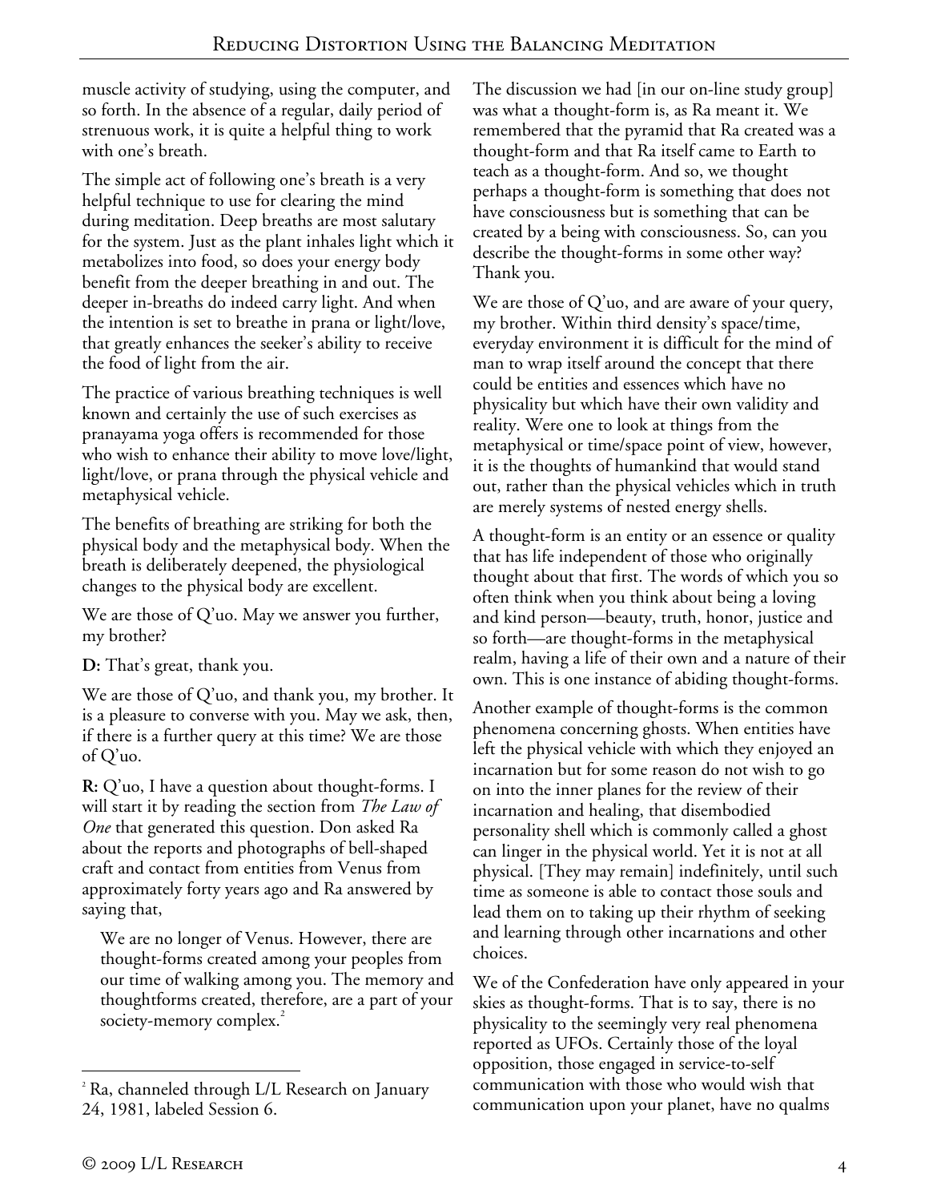muscle activity of studying, using the computer, and so forth. In the absence of a regular, daily period of strenuous work, it is quite a helpful thing to work with one's breath.

The simple act of following one's breath is a very helpful technique to use for clearing the mind during meditation. Deep breaths are most salutary for the system. Just as the plant inhales light which it metabolizes into food, so does your energy body benefit from the deeper breathing in and out. The deeper in-breaths do indeed carry light. And when the intention is set to breathe in prana or light/love, that greatly enhances the seeker's ability to receive the food of light from the air.

The practice of various breathing techniques is well known and certainly the use of such exercises as pranayama yoga offers is recommended for those who wish to enhance their ability to move love/light, light/love, or prana through the physical vehicle and metaphysical vehicle.

The benefits of breathing are striking for both the physical body and the metaphysical body. When the breath is deliberately deepened, the physiological changes to the physical body are excellent.

We are those of Q'uo. May we answer you further, my brother?

**D:** That's great, thank you.

We are those of Q'uo, and thank you, my brother. It is a pleasure to converse with you. May we ask, then, if there is a further query at this time? We are those of Q'uo.

**R:** Q'uo, I have a question about thought-forms. I will start it by reading the section from *The Law of One* that generated this question. Don asked Ra about the reports and photographs of bell-shaped craft and contact from entities from Venus from approximately forty years ago and Ra answered by saying that,

> We are no longer of Venus. However, there are thought-forms created among your peoples from our time of walking among you. The memory and thoughtforms created, therefore, are a part of your society-memory complex.[2]

The discussion we had [in our on-line study group] was what a thought-form is, as Ra meant it. We remembered that the pyramid that Ra created was a thought-form and that Ra itself came to Earth to teach as a thought-form. And so, we thought perhaps a thought-form is something that does not have consciousness but is something that can be created by a being with consciousness. So, can you describe the thought-forms in some other way? Thank you.

We are those of Q'uo, and are aware of your query, my brother. Within third density's space/time, everyday environment it is difficult for the mind of man to wrap itself around the concept that there could be entities and essences which have no physicality but which have their own validity and reality. Were one to look at things from the metaphysical or time/space point of view, however, it is the thoughts of humankind that would stand out, rather than the physical vehicles which in truth are merely systems of nested energy shells.

A thought-form is an entity or an essence or quality that has life independent of those who originally thought about that first. The words of which you so often think when you think about being a loving and kind person—beauty, truth, honor, justice and so forth—are thought-forms in the metaphysical realm, having a life of their own and a nature of their own. This is one instance of abiding thought-forms.

Another example of thought-forms is the common phenomena concerning ghosts. When entities have left the physical vehicle with which they enjoyed an incarnation but for some reason do not wish to go on into the inner planes for the review of their incarnation and healing, that disembodied personality shell which is commonly called a ghost can linger in the physical world. Yet it is not at all physical. [They may remain] indefinitely, until such time as someone is able to contact those souls and lead them on to taking up their rhythm of seeking and learning through other incarnations and other choices.

We of the Confederation have only appeared in your skies as thought-forms. That is to say, there is no physicality to the seemingly very real phenomena reported as UFOs. Certainly those of the loyal opposition, those engaged in service-to-self communication with those who would wish that communication upon your planet, have no qualms

---

[2] Ra, channeled through L/L Research on January 24, 1981, labeled Session 6.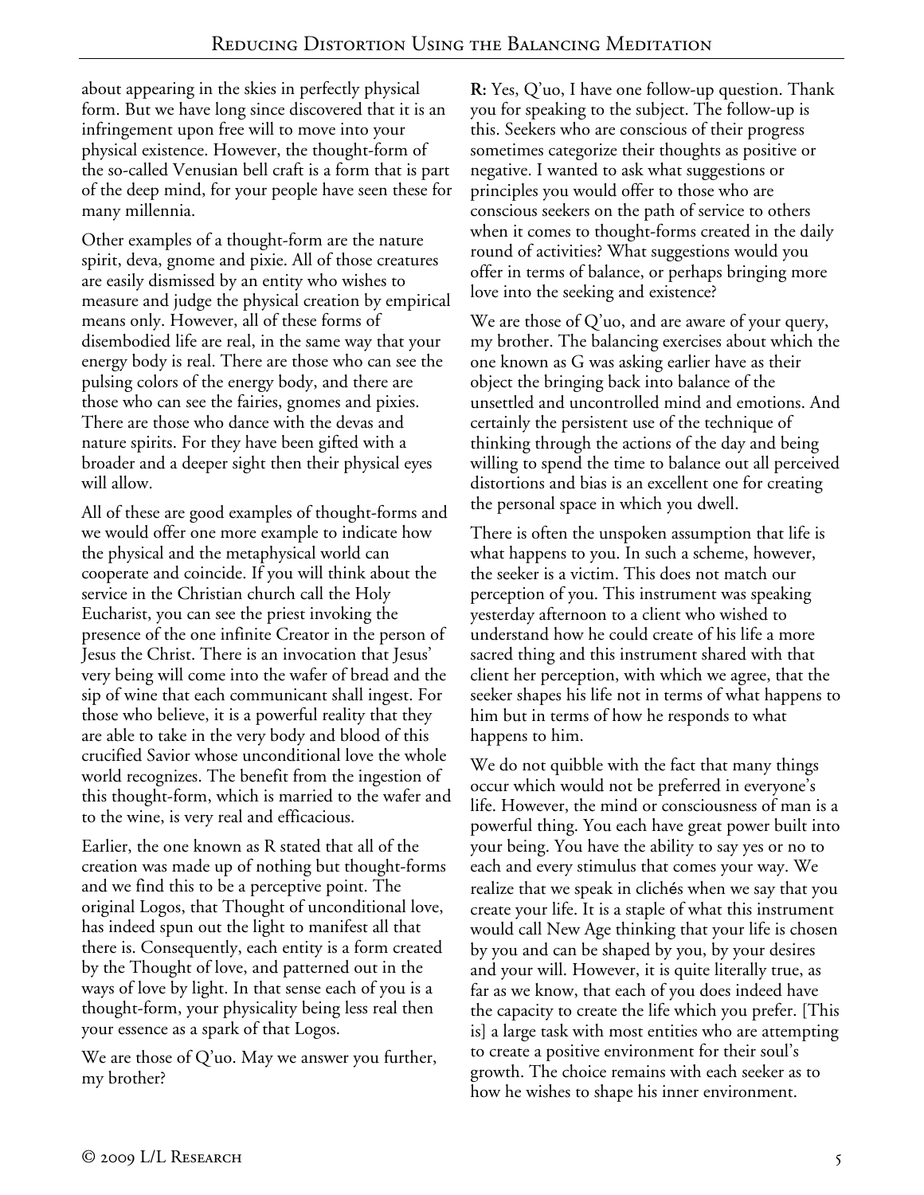about appearing in the skies in perfectly physical form. But we have long since discovered that it is an infringement upon free will to move into your physical existence. However, the thought-form of the so-called Venusian bell craft is a form that is part of the deep mind, for your people have seen these for many millennia.

Other examples of a thought-form are the nature spirit, deva, gnome and pixie. All of those creatures are easily dismissed by an entity who wishes to measure and judge the physical creation by empirical means only. However, all of these forms of disembodied life are real, in the same way that your energy body is real. There are those who can see the pulsing colors of the energy body, and there are those who can see the fairies, gnomes and pixies. There are those who dance with the devas and nature spirits. For they have been gifted with a broader and a deeper sight then their physical eyes will allow.

All of these are good examples of thought-forms and we would offer one more example to indicate how the physical and the metaphysical world can cooperate and coincide. If you will think about the service in the Christian church call the Holy Eucharist, you can see the priest invoking the presence of the one infinite Creator in the person of Jesus the Christ. There is an invocation that Jesus' very being will come into the wafer of bread and the sip of wine that each communicant shall ingest. For those who believe, it is a powerful reality that they are able to take in the very body and blood of this crucified Savior whose unconditional love the whole world recognizes. The benefit from the ingestion of this thought-form, which is married to the wafer and to the wine, is very real and efficacious.

Earlier, the one known as R stated that all of the creation was made up of nothing but thought-forms and we find this to be a perceptive point. The original Logos, that Thought of unconditional love, has indeed spun out the light to manifest all that there is. Consequently, each entity is a form created by the Thought of love, and patterned out in the ways of love by light. In that sense each of you is a thought-form, your physicality being less real then your essence as a spark of that Logos.

We are those of Q'uo. May we answer you further, my brother?

**R:** Yes, Q'uo, I have one follow-up question. Thank you for speaking to the subject. The follow-up is this. Seekers who are conscious of their progress sometimes categorize their thoughts as positive or negative. I wanted to ask what suggestions or principles you would offer to those who are conscious seekers on the path of service to others when it comes to thought-forms created in the daily round of activities? What suggestions would you offer in terms of balance, or perhaps bringing more love into the seeking and existence?

We are those of Q'uo, and are aware of your query, my brother. The balancing exercises about which the one known as G was asking earlier have as their object the bringing back into balance of the unsettled and uncontrolled mind and emotions. And certainly the persistent use of the technique of thinking through the actions of the day and being willing to spend the time to balance out all perceived distortions and bias is an excellent one for creating the personal space in which you dwell.

There is often the unspoken assumption that life is what happens to you. In such a scheme, however, the seeker is a victim. This does not match our perception of you. This instrument was speaking yesterday afternoon to a client who wished to understand how he could create of his life a more sacred thing and this instrument shared with that client her perception, with which we agree, that the seeker shapes his life not in terms of what happens to him but in terms of how he responds to what happens to him.

We do not quibble with the fact that many things occur which would not be preferred in everyone's life. However, the mind or consciousness of man is a powerful thing. You each have great power built into your being. You have the ability to say yes or no to each and every stimulus that comes your way. We realize that we speak in clichés when we say that you create your life. It is a staple of what this instrument would call New Age thinking that your life is chosen by you and can be shaped by you, by your desires and your will. However, it is quite literally true, as far as we know, that each of you does indeed have the capacity to create the life which you prefer. [This is] a large task with most entities who are attempting to create a positive environment for their soul's growth. The choice remains with each seeker as to how he wishes to shape his inner environment.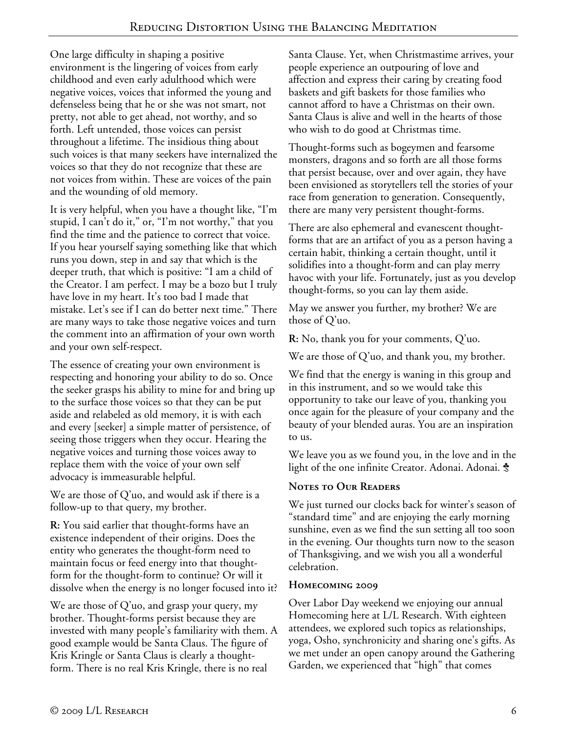One large difficulty in shaping a positive environment is the lingering of voices from early childhood and even early adulthood which were negative voices, voices that informed the young and defenseless being that he or she was not smart, not pretty, not able to get ahead, not worthy, and so forth. Left untended, those voices can persist throughout a lifetime. The insidious thing about such voices is that many seekers have internalized the voices so that they do not recognize that these are not voices from within. These are voices of the pain and the wounding of old memory.

It is very helpful, when you have a thought like, "I'm stupid, I can't do it," or, "I'm not worthy," that you find the time and the patience to correct that voice. If you hear yourself saying something like that which runs you down, step in and say that which is the deeper truth, that which is positive: "I am a child of the Creator. I am perfect. I may be a bozo but I truly have love in my heart. It's too bad I made that mistake. Let's see if I can do better next time." There are many ways to take those negative voices and turn the comment into an affirmation of your own worth and your own self-respect.

The essence of creating your own environment is respecting and honoring your ability to do so. Once the seeker grasps his ability to mine for and bring up to the surface those voices so that they can be put aside and relabeled as old memory, it is with each and every [seeker] a simple matter of persistence, of seeing those triggers when they occur. Hearing the negative voices and turning those voices away to replace them with the voice of your own self advocacy is immeasurable helpful.

We are those of Q'uo, and would ask if there is a follow-up to that query, my brother.

**R:** You said earlier that thought-forms have an existence independent of their origins. Does the entity who generates the thought-form need to maintain focus or feed energy into that thought-form for the thought-form to continue? Or will it dissolve when the energy is no longer focused into it?

We are those of Q'uo, and grasp your query, my brother. Thought-forms persist because they are invested with many people's familiarity with them. A good example would be Santa Claus. The figure of Kris Kringle or Santa Claus is clearly a thought-form. There is no real Kris Kringle, there is no real Santa Clause. Yet, when Christmastime arrives, your people experience an outpouring of love and affection and express their caring by creating food baskets and gift baskets for those families who cannot afford to have a Christmas on their own. Santa Claus is alive and well in the hearts of those who wish to do good at Christmas time.

Thought-forms such as bogeymen and fearsome monsters, dragons and so forth are all those forms that persist because, over and over again, they have been envisioned as storytellers tell the stories of your race from generation to generation. Consequently, there are many very persistent thought-forms.

There are also ephemeral and evanescent thought-forms that are an artifact of you as a person having a certain habit, thinking a certain thought, until it solidifies into a thought-form and can play merry havoc with your life. Fortunately, just as you develop thought-forms, so you can lay them aside.

May we answer you further, my brother? We are those of Q'uo.

**R:** No, thank you for your comments, Q'uo.

We are those of Q'uo, and thank you, my brother.

We find that the energy is waning in this group and in this instrument, and so we would take this opportunity to take our leave of you, thanking you once again for the pleasure of your company and the beauty of your blended auras. You are an inspiration to us.

We leave you as we found you, in the love and in the light of the one infinite Creator. Adonai. Adonai. ☫

### Notes to Our Readers

We just turned our clocks back for winter's season of "standard time" and are enjoying the early morning sunshine, even as we find the sun setting all too soon in the evening. Our thoughts turn now to the season of Thanksgiving, and we wish you all a wonderful celebration.

### Homecoming 2009

Over Labor Day weekend we enjoying our annual Homecoming here at L/L Research. With eighteen attendees, we explored such topics as relationships, yoga, Osho, synchronicity and sharing one's gifts. As we met under an open canopy around the Gathering Garden, we experienced that "high" that comes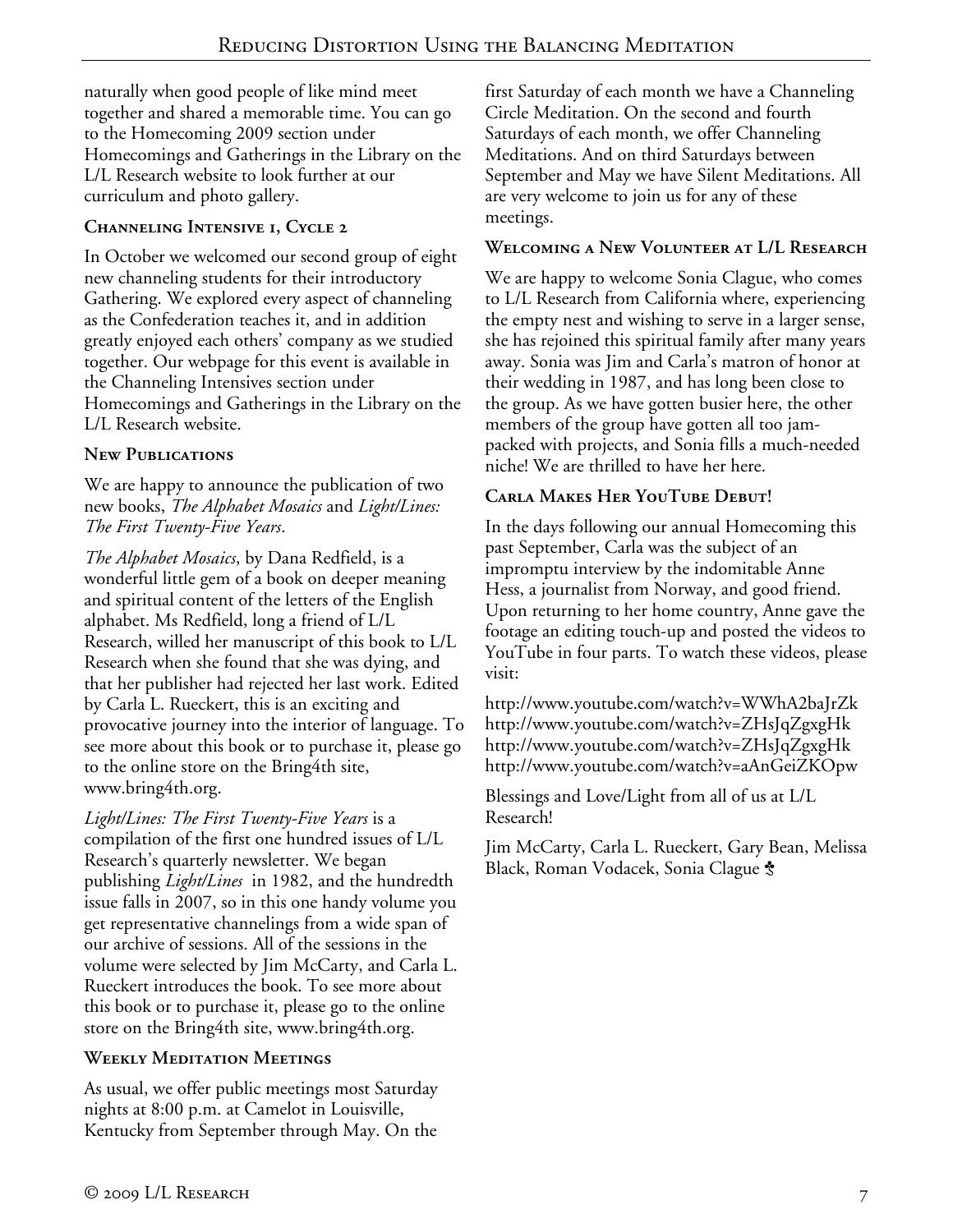naturally when good people of like mind meet together and shared a memorable time. You can go to the Homecoming 2009 section under Homecomings and Gatherings in the Library on the L/L Research website to look further at our curriculum and photo gallery.

### Channeling Intensive 1, Cycle 2

In October we welcomed our second group of eight new channeling students for their introductory Gathering. We explored every aspect of channeling as the Confederation teaches it, and in addition greatly enjoyed each others' company as we studied together. Our webpage for this event is available in the Channeling Intensives section under Homecomings and Gatherings in the Library on the L/L Research website.

### New Publications

We are happy to announce the publication of two new books, *The Alphabet Mosaics* and *Light/Lines: The First Twenty-Five Years*.

*The Alphabet Mosaics*, by Dana Redfield, is a wonderful little gem of a book on deeper meaning and spiritual content of the letters of the English alphabet. Ms Redfield, long a friend of L/L Research, willed her manuscript of this book to L/L Research when she found that she was dying, and that her publisher had rejected her last work. Edited by Carla L. Rueckert, this is an exciting and provocative journey into the interior of language. To see more about this book or to purchase it, please go to the online store on the Bring4th site, www.bring4th.org.

*Light/Lines: The First Twenty-Five Years* is a compilation of the first one hundred issues of L/L Research's quarterly newsletter. We began publishing *Light/Lines* in 1982, and the hundredth issue falls in 2007, so in this one handy volume you get representative channelings from a wide span of our archive of sessions. All of the sessions in the volume were selected by Jim McCarty, and Carla L. Rueckert introduces the book. To see more about this book or to purchase it, please go to the online store on the Bring4th site, www.bring4th.org.

### Weekly Meditation Meetings

As usual, we offer public meetings most Saturday nights at 8:00 p.m. at Camelot in Louisville, Kentucky from September through May. On the first Saturday of each month we have a Channeling Circle Meditation. On the second and fourth Saturdays of each month, we offer Channeling Meditations. And on third Saturdays between September and May we have Silent Meditations. All are very welcome to join us for any of these meetings.

### Welcoming a New Volunteer at L/L Research

We are happy to welcome Sonia Clague, who comes to L/L Research from California where, experiencing the empty nest and wishing to serve in a larger sense, she has rejoined this spiritual family after many years away. Sonia was Jim and Carla's matron of honor at their wedding in 1987, and has long been close to the group. As we have gotten busier here, the other members of the group have gotten all too jam-packed with projects, and Sonia fills a much-needed niche! We are thrilled to have her here.

### Carla Makes Her YouTube Debut!

In the days following our annual Homecoming this past September, Carla was the subject of an impromptu interview by the indomitable Anne Hess, a journalist from Norway, and good friend. Upon returning to her home country, Anne gave the footage an editing touch-up and posted the videos to YouTube in four parts. To watch these videos, please visit:

http://www.youtube.com/watch?v=WWhA2baJrZk
http://www.youtube.com/watch?v=ZHsJqZgxgHk
http://www.youtube.com/watch?v=ZHsJqZgxgHk
http://www.youtube.com/watch?v=aAnGeiZKOpw

Blessings and Love/Light from all of us at L/L Research!

Jim McCarty, Carla L. Rueckert, Gary Bean, Melissa Black, Roman Vodacek, Sonia Clague ✤